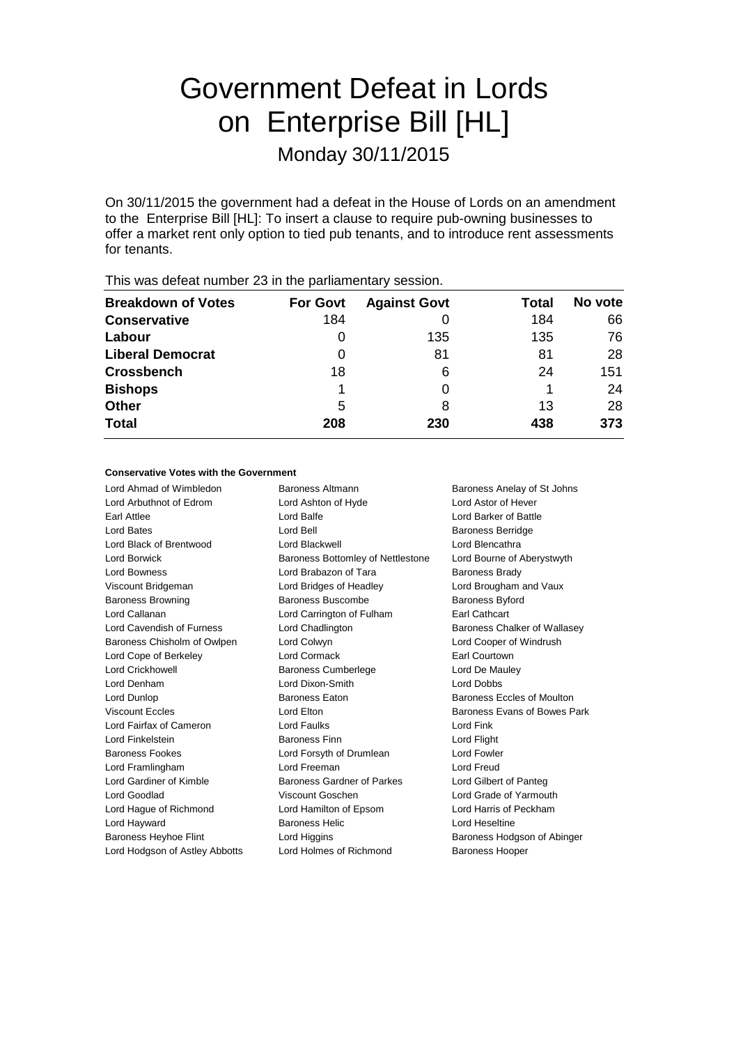# Government Defeat in Lords on Enterprise Bill [HL]

Monday 30/11/2015

On 30/11/2015 the government had a defeat in the House of Lords on an amendment to the Enterprise Bill [HL]: To insert a clause to require pub-owning businesses to offer a market rent only option to tied pub tenants, and to introduce rent assessments for tenants.

This was defeat number 23 in the parliamentary session.

| Breakdown of Votes | For Govt | Against Govt | Total | No vote |
|---|---|---|---|---|
| **Conservative** | 184 | 0 | 184 | 66 |
| **Labour** | 0 | 135 | 135 | 76 |
| **Liberal Democrat** | 0 | 81 | 81 | 28 |
| **Crossbench** | 18 | 6 | 24 | 151 |
| **Bishops** | 1 | 0 | 1 | 24 |
| **Other** | 5 | 8 | 13 | 28 |
| **Total** | **208** | **230** | **438** | **373** |

### Conservative Votes with the Government

Lord Ahmad of Wimbledon
Baroness Altmann
Baroness Anelay of St Johns
Lord Arbuthnot of Edrom
Lord Ashton of Hyde
Lord Astor of Hever
Earl Attlee
Lord Balfe
Lord Barker of Battle
Lord Bates
Lord Bell
Baroness Berridge
Lord Black of Brentwood
Lord Blackwell
Lord Blencathra
Lord Borwick
Baroness Bottomley of Nettlestone
Lord Bourne of Aberystwyth
Lord Bowness
Lord Brabazon of Tara
Baroness Brady
Viscount Bridgeman
Lord Bridges of Headley
Lord Brougham and Vaux
Baroness Browning
Baroness Buscombe
Baroness Byford
Lord Callanan
Lord Carrington of Fulham
Earl Cathcart
Lord Cavendish of Furness
Lord Chadlington
Baroness Chalker of Wallasey
Baroness Chisholm of Owlpen
Lord Colwyn
Lord Cooper of Windrush
Lord Cope of Berkeley
Lord Cormack
Earl Courtown
Lord Crickhowell
Baroness Cumberlege
Lord De Mauley
Lord Denham
Lord Dixon-Smith
Lord Dobbs
Lord Dunlop
Baroness Eaton
Baroness Eccles of Moulton
Viscount Eccles
Lord Elton
Baroness Evans of Bowes Park
Lord Fairfax of Cameron
Lord Faulks
Lord Fink
Lord Finkelstein
Baroness Finn
Lord Flight
Baroness Fookes
Lord Forsyth of Drumlean
Lord Fowler
Lord Framlingham
Lord Freeman
Lord Freud
Lord Gardiner of Kimble
Baroness Gardner of Parkes
Lord Gilbert of Panteg
Lord Goodlad
Viscount Goschen
Lord Grade of Yarmouth
Lord Hague of Richmond
Lord Hamilton of Epsom
Lord Harris of Peckham
Lord Hayward
Baroness Helic
Lord Heseltine
Baroness Heyhoe Flint
Lord Higgins
Baroness Hodgson of Abinger
Lord Hodgson of Astley Abbotts
Lord Holmes of Richmond
Baroness Hooper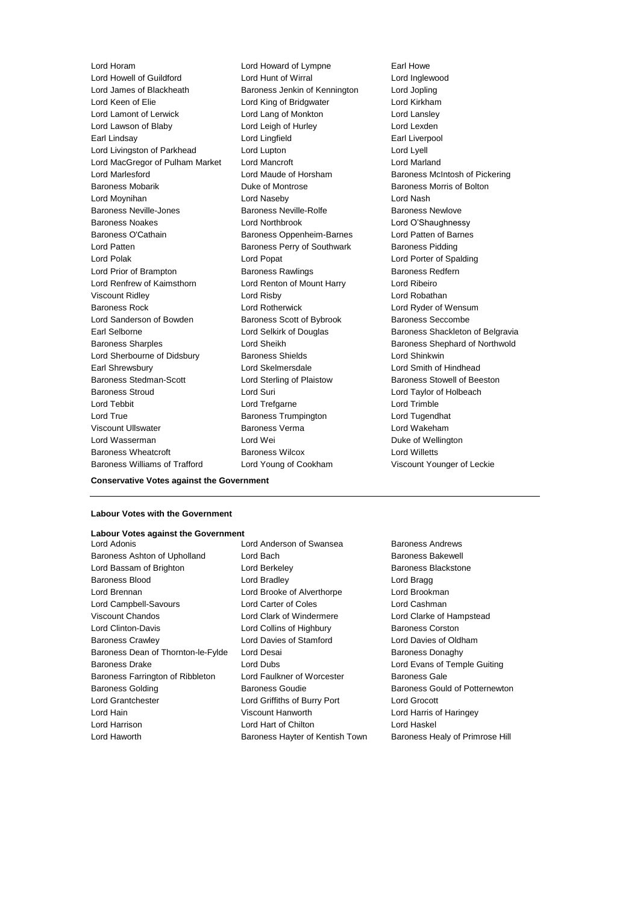Lord Horam
Lord Howard of Lympne
Earl Howe
Lord Howell of Guildford
Lord Hunt of Wirral
Lord Inglewood
Lord James of Blackheath
Baroness Jenkin of Kennington
Lord Jopling
Lord Keen of Elie
Lord King of Bridgwater
Lord Kirkham
Lord Lamont of Lerwick
Lord Lang of Monkton
Lord Lansley
Lord Lawson of Blaby
Lord Leigh of Hurley
Lord Lexden
Earl Lindsay
Lord Lingfield
Earl Liverpool
Lord Livingston of Parkhead
Lord Lupton
Lord Lyell
Lord MacGregor of Pulham Market
Lord Mancroft
Lord Marland
Lord Marlesford
Lord Maude of Horsham
Baroness McIntosh of Pickering
Baroness Mobarik
Duke of Montrose
Baroness Morris of Bolton
Lord Moynihan
Lord Naseby
Lord Nash
Baroness Neville-Jones
Baroness Neville-Rolfe
Baroness Newlove
Baroness Noakes
Lord Northbrook
Lord O'Shaughnessy
Baroness O'Cathain
Baroness Oppenheim-Barnes
Lord Patten of Barnes
Lord Patten
Baroness Perry of Southwark
Baroness Pidding
Lord Polak
Lord Popat
Lord Porter of Spalding
Lord Prior of Brampton
Baroness Rawlings
Baroness Redfern
Lord Renfrew of Kaimsthorn
Lord Renton of Mount Harry
Lord Ribeiro
Viscount Ridley
Lord Risby
Lord Robathan
Baroness Rock
Lord Rotherwick
Lord Ryder of Wensum
Lord Sanderson of Bowden
Baroness Scott of Bybrook
Baroness Seccombe
Earl Selborne
Lord Selkirk of Douglas
Baroness Shackleton of Belgravia
Baroness Sharples
Lord Sheikh
Baroness Shephard of Northwold
Lord Sherbourne of Didsbury
Baroness Shields
Lord Shinkwin
Earl Shrewsbury
Lord Skelmersdale
Lord Smith of Hindhead
Baroness Stedman-Scott
Lord Sterling of Plaistow
Baroness Stowell of Beeston
Baroness Stroud
Lord Suri
Lord Taylor of Holbeach
Lord Tebbit
Lord Trefgarne
Lord Trimble
Lord True
Baroness Trumpington
Lord Tugendhat
Viscount Ullswater
Baroness Verma
Lord Wakeham
Lord Wasserman
Lord Wei
Duke of Wellington
Baroness Wheatcroft
Baroness Wilcox
Lord Willetts
Baroness Williams of Trafford
Lord Young of Cookham
Viscount Younger of Leckie

**Conservative Votes against the Government**

---

**Labour Votes with the Government**

**Labour Votes against the Government**

Lord Adonis
Lord Anderson of Swansea
Baroness Andrews
Baroness Ashton of Upholland
Lord Bach
Baroness Bakewell
Lord Bassam of Brighton
Lord Berkeley
Baroness Blackstone
Baroness Blood
Lord Bradley
Lord Bragg
Lord Brennan
Lord Brooke of Alverthorpe
Lord Brookman
Lord Campbell-Savours
Lord Carter of Coles
Lord Cashman
Viscount Chandos
Lord Clark of Windermere
Lord Clarke of Hampstead
Lord Clinton-Davis
Lord Collins of Highbury
Baroness Corston
Baroness Crawley
Lord Davies of Stamford
Lord Davies of Oldham
Baroness Dean of Thornton-le-Fylde
Lord Desai
Baroness Donaghy
Baroness Drake
Lord Dubs
Lord Evans of Temple Guiting
Baroness Farrington of Ribbleton
Lord Faulkner of Worcester
Baroness Gale
Baroness Golding
Baroness Goudie
Baroness Gould of Potternewton
Lord Grantchester
Lord Griffiths of Burry Port
Lord Grocott
Lord Hain
Viscount Hanworth
Lord Harris of Haringey
Lord Harrison
Lord Hart of Chilton
Lord Haskel
Lord Haworth
Baroness Hayter of Kentish Town
Baroness Healy of Primrose Hill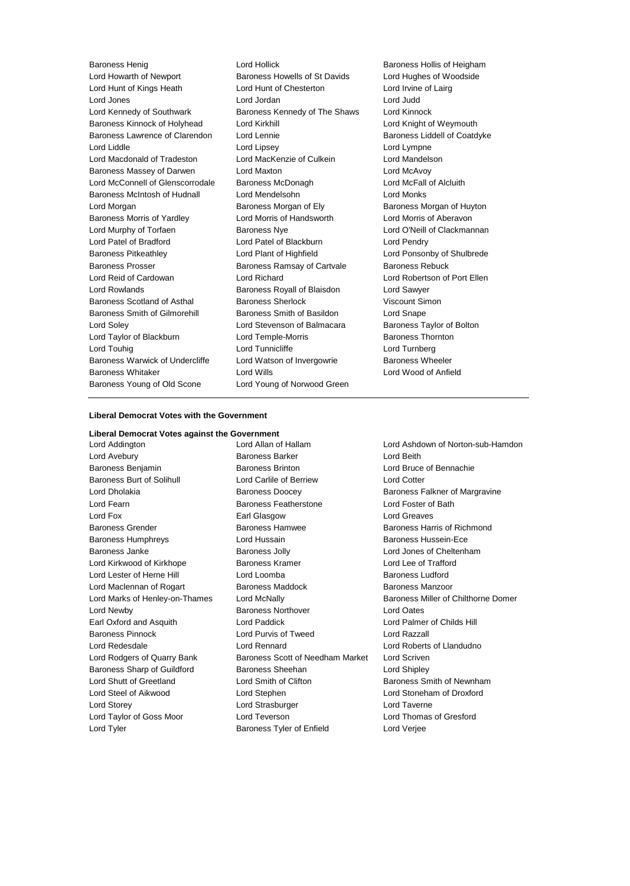Baroness Henig
Lord Hollick
Baroness Hollis of Heigham
Lord Howarth of Newport
Baroness Howells of St Davids
Lord Hughes of Woodside
Lord Hunt of Kings Heath
Lord Hunt of Chesterton
Lord Irvine of Lairg
Lord Jones
Lord Jordan
Lord Judd
Lord Kennedy of Southwark
Baroness Kennedy of The Shaws
Lord Kinnock
Baroness Kinnock of Holyhead
Lord Kirkhill
Lord Knight of Weymouth
Baroness Lawrence of Clarendon
Lord Lennie
Baroness Liddell of Coatdyke
Lord Liddle
Lord Lipsey
Lord Lympne
Lord Macdonald of Tradeston
Lord MacKenzie of Culkein
Lord Mandelson
Baroness Massey of Darwen
Lord Maxton
Lord McAvoy
Lord McConnell of Glenscorrodale
Baroness McDonagh
Lord McFall of Alcluith
Baroness McIntosh of Hudnall
Lord Mendelsohn
Lord Monks
Lord Morgan
Baroness Morgan of Ely
Baroness Morgan of Huyton
Baroness Morris of Yardley
Lord Morris of Handsworth
Lord Morris of Aberavon
Lord Murphy of Torfaen
Baroness Nye
Lord O'Neill of Clackmannan
Lord Patel of Bradford
Lord Patel of Blackburn
Lord Pendry
Baroness Pitkeathley
Lord Plant of Highfield
Lord Ponsonby of Shulbrede
Baroness Prosser
Baroness Ramsay of Cartvale
Baroness Rebuck
Lord Reid of Cardowan
Lord Richard
Lord Robertson of Port Ellen
Lord Rowlands
Baroness Royall of Blaisdon
Lord Sawyer
Baroness Scotland of Asthal
Baroness Sherlock
Viscount Simon
Baroness Smith of Gilmorehill
Baroness Smith of Basildon
Lord Snape
Lord Soley
Lord Stevenson of Balmacara
Baroness Taylor of Bolton
Lord Taylor of Blackburn
Lord Temple-Morris
Baroness Thornton
Lord Touhig
Lord Tunnicliffe
Lord Turnberg
Baroness Warwick of Undercliffe
Lord Watson of Invergowrie
Baroness Wheeler
Baroness Whitaker
Lord Wills
Lord Wood of Anfield
Baroness Young of Old Scone
Lord Young of Norwood Green

---

**Liberal Democrat Votes with the Government**

**Liberal Democrat Votes against the Government**

Lord Addington
Lord Allan of Hallam
Lord Ashdown of Norton-sub-Hamdon
Lord Avebury
Baroness Barker
Lord Beith
Baroness Benjamin
Baroness Brinton
Lord Bruce of Bennachie
Baroness Burt of Solihull
Lord Carlile of Berriew
Lord Cotter
Lord Dholakia
Baroness Doocey
Baroness Falkner of Margravine
Lord Fearn
Baroness Featherstone
Lord Foster of Bath
Lord Fox
Earl Glasgow
Lord Greaves
Baroness Grender
Baroness Hamwee
Baroness Harris of Richmond
Baroness Humphreys
Lord Hussain
Baroness Hussein-Ece
Baroness Janke
Baroness Jolly
Lord Jones of Cheltenham
Lord Kirkwood of Kirkhope
Baroness Kramer
Lord Lee of Trafford
Lord Lester of Herne Hill
Lord Loomba
Baroness Ludford
Lord Maclennan of Rogart
Baroness Maddock
Baroness Manzoor
Lord Marks of Henley-on-Thames
Lord McNally
Baroness Miller of Chilthorne Domer
Lord Newby
Baroness Northover
Lord Oates
Earl Oxford and Asquith
Lord Paddick
Lord Palmer of Childs Hill
Baroness Pinnock
Lord Purvis of Tweed
Lord Razzall
Lord Redesdale
Lord Rennard
Lord Roberts of Llandudno
Lord Rodgers of Quarry Bank
Baroness Scott of Needham Market
Lord Scriven
Baroness Sharp of Guildford
Baroness Sheehan
Lord Shipley
Lord Shutt of Greetland
Lord Smith of Clifton
Baroness Smith of Newnham
Lord Steel of Aikwood
Lord Stephen
Lord Stoneham of Droxford
Lord Storey
Lord Strasburger
Lord Taverne
Lord Taylor of Goss Moor
Lord Teverson
Lord Thomas of Gresford
Lord Tyler
Baroness Tyler of Enfield
Lord Verjee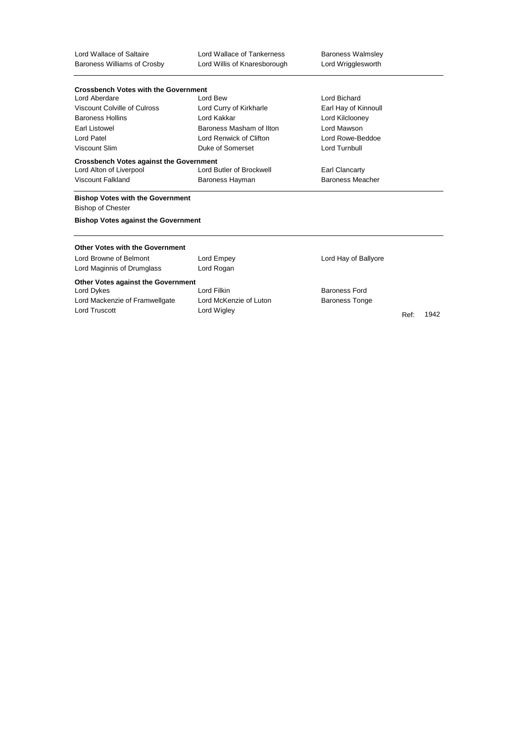| | | |
|---|---|---|
| Lord Wallace of Saltaire | Lord Wallace of Tankerness | Baroness Walmsley |
| Baroness Williams of Crosby | Lord Willis of Knaresborough | Lord Wrigglesworth |

**Crossbench Votes with the Government**

| | | |
|---|---|---|
| Lord Aberdare | Lord Bew | Lord Bichard |
| Viscount Colville of Culross | Lord Curry of Kirkharle | Earl Hay of Kinnoull |
| Baroness Hollins | Lord Kakkar | Lord Kilclooney |
| Earl Listowel | Baroness Masham of Ilton | Lord Mawson |
| Lord Patel | Lord Renwick of Clifton | Lord Rowe-Beddoe |
| Viscount Slim | Duke of Somerset | Lord Turnbull |

**Crossbench Votes against the Government**

| | | |
|---|---|---|
| Lord Alton of Liverpool | Lord Butler of Brockwell | Earl Clancarty |
| Viscount Falkland | Baroness Hayman | Baroness Meacher |

**Bishop Votes with the Government**

Bishop of Chester

**Bishop Votes against the Government**

**Other Votes with the Government**

| | | |
|---|---|---|
| Lord Browne of Belmont | Lord Empey | Lord Hay of Ballyore |
| Lord Maginnis of Drumglass | Lord Rogan | |

**Other Votes against the Government**

| | | |
|---|---|---|
| Lord Dykes | Lord Filkin | Baroness Ford |
| Lord Mackenzie of Framwellgate | Lord McKenzie of Luton | Baroness Tonge |
| Lord Truscott | Lord Wigley | |

Ref: 1942